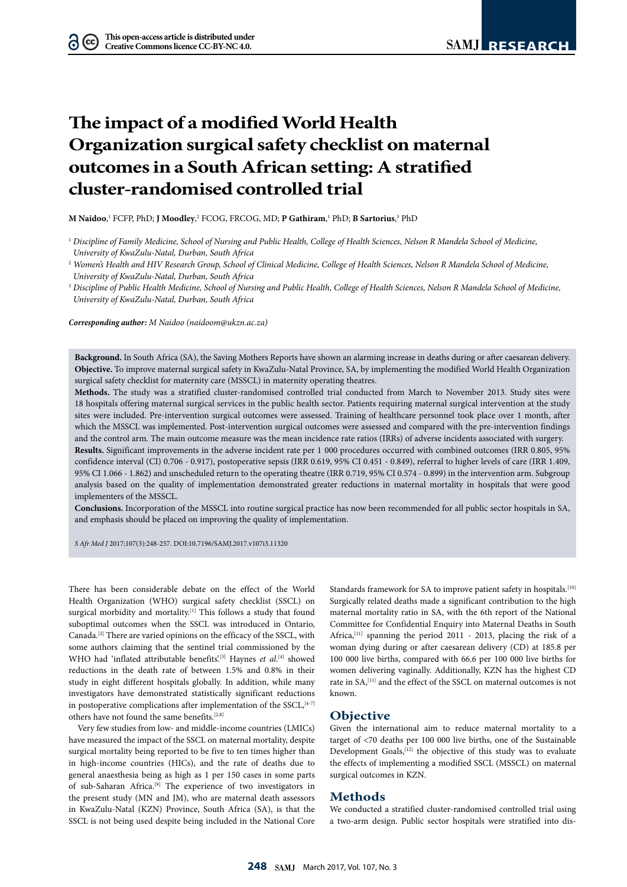# The impact of a modified World Health Organization surgical safety checklist on maternal outcomes in a South African setting: A stratified cluster-randomised controlled trial

**M Naidoo**,[1] FCFP, PhD; **J Moodley**,[2] FCOG, FRCOG, MD; **P Gathiram**,[1] PhD; **B Sartorius**,[3] PhD

[1] *Discipline of Family Medicine, School of Nursing and Public Health, College of Health Sciences, Nelson R Mandela School of Medicine, University of KwaZulu-Natal, Durban, South Africa*

[2] *Women's Health and HIV Research Group, School of Clinical Medicine, College of Health Sciences, Nelson R Mandela School of Medicine, University of KwaZulu-Natal, Durban, South Africa*

[3] *Discipline of Public Health Medicine, School of Nursing and Public Health, College of Health Sciences, Nelson R Mandela School of Medicine, University of KwaZulu-Natal, Durban, South Africa*

***Corresponding author:** M Naidoo (naidoom@ukzn.ac.za)*

**Background.** In South Africa (SA), the Saving Mothers Reports have shown an alarming increase in deaths during or after caesarean delivery.

**Objective.** To improve maternal surgical safety in KwaZulu-Natal Province, SA, by implementing the modified World Health Organization surgical safety checklist for maternity care (MSSCL) in maternity operating theatres.

**Methods.** The study was a stratified cluster-randomised controlled trial conducted from March to November 2013. Study sites were 18 hospitals offering maternal surgical services in the public health sector. Patients requiring maternal surgical intervention at the study sites were included. Pre-intervention surgical outcomes were assessed. Training of healthcare personnel took place over 1 month, after which the MSSCL was implemented. Post-intervention surgical outcomes were assessed and compared with the pre-intervention findings and the control arm. The main outcome measure was the mean incidence rate ratios (IRRs) of adverse incidents associated with surgery.

**Results.** Significant improvements in the adverse incident rate per 1 000 procedures occurred with combined outcomes (IRR 0.805, 95% confidence interval (CI) 0.706 - 0.917), postoperative sepsis (IRR 0.619, 95% CI 0.451 - 0.849), referral to higher levels of care (IRR 1.409, 95% CI 1.066 - 1.862) and unscheduled return to the operating theatre (IRR 0.719, 95% CI 0.574 - 0.899) in the intervention arm. Subgroup analysis based on the quality of implementation demonstrated greater reductions in maternal mortality in hospitals that were good implementers of the MSSCL.

**Conclusions.** Incorporation of the MSSCL into routine surgical practice has now been recommended for all public sector hospitals in SA, and emphasis should be placed on improving the quality of implementation.

*S Afr Med J* 2017;107(3):248-257. DOI:10.7196/SAMJ.2017.v107i3.11320

There has been considerable debate on the effect of the World Health Organization (WHO) surgical safety checklist (SSCL) on surgical morbidity and mortality.[1] This follows a study that found suboptimal outcomes when the SSCL was introduced in Ontario, Canada.[2] There are varied opinions on the efficacy of the SSCL, with some authors claiming that the sentinel trial commissioned by the WHO had 'inflated attributable benefits'.[3] Haynes *et al*.[4] showed reductions in the death rate of between 1.5% and 0.8% in their study in eight different hospitals globally. In addition, while many investigators have demonstrated statistically significant reductions in postoperative complications after implementation of the SSCL,[4-7] others have not found the same benefits.[2,8]

Very few studies from low- and middle-income countries (LMICs) have measured the impact of the SSCL on maternal mortality, despite surgical mortality being reported to be five to ten times higher than in high-income countries (HICs), and the rate of deaths due to general anaesthesia being as high as 1 per 150 cases in some parts of sub-Saharan Africa.[9] The experience of two investigators in the present study (MN and JM), who are maternal death assessors in KwaZulu-Natal (KZN) Province, South Africa (SA), is that the SSCL is not being used despite being included in the National Core Standards framework for SA to improve patient safety in hospitals.[10] Surgically related deaths made a significant contribution to the high maternal mortality ratio in SA, with the 6th report of the National Committee for Confidential Enquiry into Maternal Deaths in South Africa,[11] spanning the period 2011 - 2013, placing the risk of a woman dying during or after caesarean delivery (CD) at 185.8 per 100 000 live births, compared with 66.6 per 100 000 live births for women delivering vaginally. Additionally, KZN has the highest CD rate in SA,[11] and the effect of the SSCL on maternal outcomes is not known.

## Objective

Given the international aim to reduce maternal mortality to a target of <70 deaths per 100 000 live births, one of the Sustainable Development Goals,[12] the objective of this study was to evaluate the effects of implementing a modified SSCL (MSSCL) on maternal surgical outcomes in KZN.

## Methods

We conducted a stratified cluster-randomised controlled trial using a two-arm design. Public sector hospitals were stratified into dis-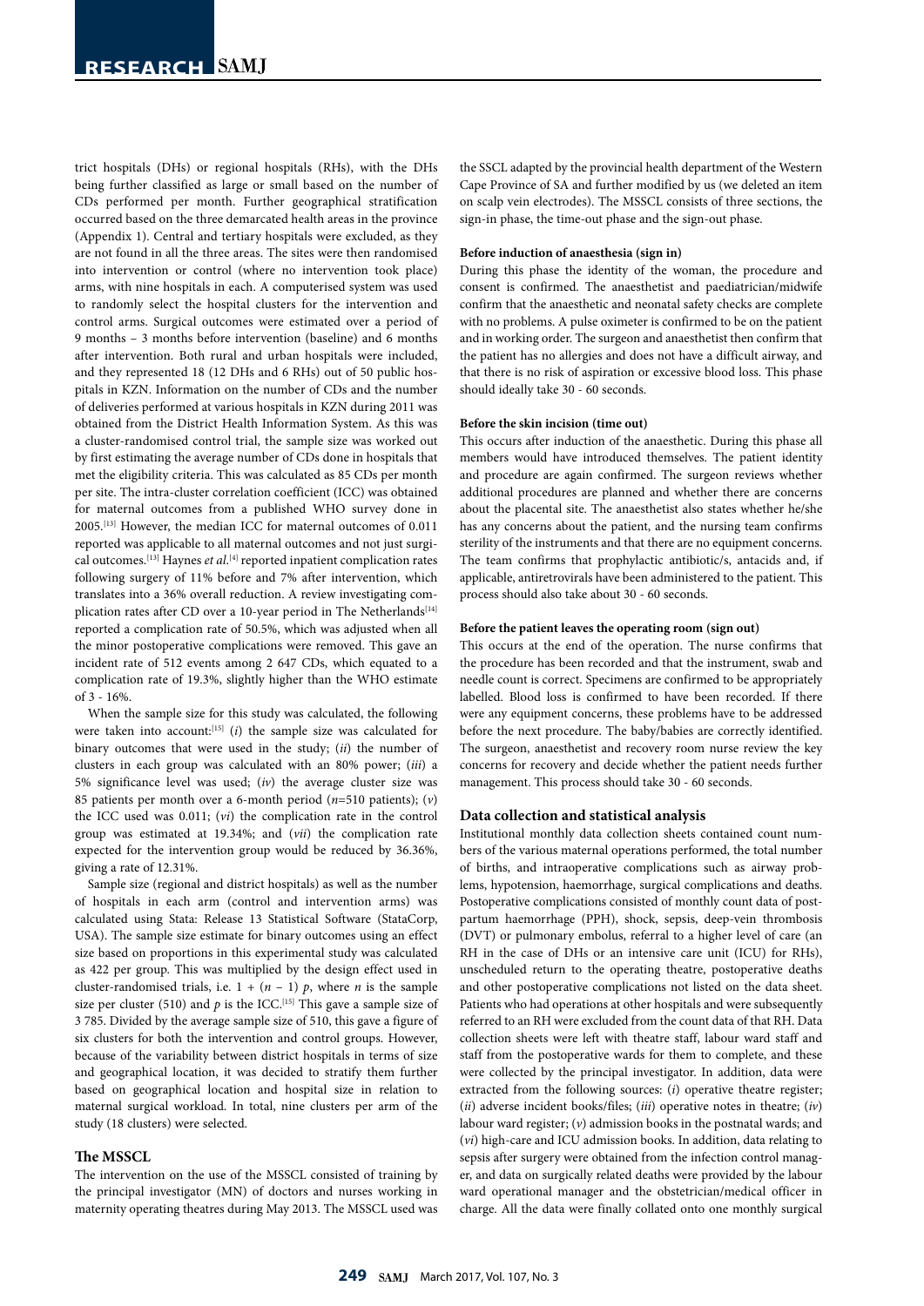trict hospitals (DHs) or regional hospitals (RHs), with the DHs being further classified as large or small based on the number of CDs performed per month. Further geographical stratification occurred based on the three demarcated health areas in the province (Appendix 1). Central and tertiary hospitals were excluded, as they are not found in all the three areas. The sites were then randomised into intervention or control (where no intervention took place) arms, with nine hospitals in each. A computerised system was used to randomly select the hospital clusters for the intervention and control arms. Surgical outcomes were estimated over a period of 9 months – 3 months before intervention (baseline) and 6 months after intervention. Both rural and urban hospitals were included, and they represented 18 (12 DHs and 6 RHs) out of 50 public hospitals in KZN. Information on the number of CDs and the number of deliveries performed at various hospitals in KZN during 2011 was obtained from the District Health Information System. As this was a cluster-randomised control trial, the sample size was worked out by first estimating the average number of CDs done in hospitals that met the eligibility criteria. This was calculated as 85 CDs per month per site. The intra-cluster correlation coefficient (ICC) was obtained for maternal outcomes from a published WHO survey done in 2005.[13] However, the median ICC for maternal outcomes of 0.011 reported was applicable to all maternal outcomes and not just surgical outcomes.[13] Haynes *et al.*[4] reported inpatient complication rates following surgery of 11% before and 7% after intervention, which translates into a 36% overall reduction. A review investigating complication rates after CD over a 10-year period in The Netherlands[14] reported a complication rate of 50.5%, which was adjusted when all the minor postoperative complications were removed. This gave an incident rate of 512 events among 2 647 CDs, which equated to a complication rate of 19.3%, slightly higher than the WHO estimate of 3 - 16%.

When the sample size for this study was calculated, the following were taken into account:[15] (*i*) the sample size was calculated for binary outcomes that were used in the study; (*ii*) the number of clusters in each group was calculated with an 80% power; (*iii*) a 5% significance level was used; (*iv*) the average cluster size was 85 patients per month over a 6-month period ($n$=510 patients); (*v*) the ICC used was 0.011; (*vi*) the complication rate in the control group was estimated at 19.34%; and (*vii*) the complication rate expected for the intervention group would be reduced by 36.36%, giving a rate of 12.31%.

Sample size (regional and district hospitals) as well as the number of hospitals in each arm (control and intervention arms) was calculated using Stata: Release 13 Statistical Software (StataCorp, USA). The sample size estimate for binary outcomes using an effect size based on proportions in this experimental study was calculated as 422 per group. This was multiplied by the design effect used in cluster-randomised trials, i.e. $1 + (n - 1)\ p$, where $n$ is the sample size per cluster (510) and $p$ is the ICC.[15] This gave a sample size of 3 785. Divided by the average sample size of 510, this gave a figure of six clusters for both the intervention and control groups. However, because of the variability between district hospitals in terms of size and geographical location, it was decided to stratify them further based on geographical location and hospital size in relation to maternal surgical workload. In total, nine clusters per arm of the study (18 clusters) were selected.

## The MSSCL

The intervention on the use of the MSSCL consisted of training by the principal investigator (MN) of doctors and nurses working in maternity operating theatres during May 2013. The MSSCL used was the SSCL adapted by the provincial health department of the Western Cape Province of SA and further modified by us (we deleted an item on scalp vein electrodes). The MSSCL consists of three sections, the sign-in phase, the time-out phase and the sign-out phase.

#### Before induction of anaesthesia (sign in)

During this phase the identity of the woman, the procedure and consent is confirmed. The anaesthetist and paediatrician/midwife confirm that the anaesthetic and neonatal safety checks are complete with no problems. A pulse oximeter is confirmed to be on the patient and in working order. The surgeon and anaesthetist then confirm that the patient has no allergies and does not have a difficult airway, and that there is no risk of aspiration or excessive blood loss. This phase should ideally take 30 - 60 seconds.

#### Before the skin incision (time out)

This occurs after induction of the anaesthetic. During this phase all members would have introduced themselves. The patient identity and procedure are again confirmed. The surgeon reviews whether additional procedures are planned and whether there are concerns about the placental site. The anaesthetist also states whether he/she has any concerns about the patient, and the nursing team confirms sterility of the instruments and that there are no equipment concerns. The team confirms that prophylactic antibiotic/s, antacids and, if applicable, antiretrovirals have been administered to the patient. This process should also take about 30 - 60 seconds.

#### Before the patient leaves the operating room (sign out)

This occurs at the end of the operation. The nurse confirms that the procedure has been recorded and that the instrument, swab and needle count is correct. Specimens are confirmed to be appropriately labelled. Blood loss is confirmed to have been recorded. If there were any equipment concerns, these problems have to be addressed before the next procedure. The baby/babies are correctly identified. The surgeon, anaesthetist and recovery room nurse review the key concerns for recovery and decide whether the patient needs further management. This process should take 30 - 60 seconds.

## Data collection and statistical analysis

Institutional monthly data collection sheets contained count numbers of the various maternal operations performed, the total number of births, and intraoperative complications such as airway problems, hypotension, haemorrhage, surgical complications and deaths. Postoperative complications consisted of monthly count data of postpartum haemorrhage (PPH), shock, sepsis, deep-vein thrombosis (DVT) or pulmonary embolus, referral to a higher level of care (an RH in the case of DHs or an intensive care unit (ICU) for RHs), unscheduled return to the operating theatre, postoperative deaths and other postoperative complications not listed on the data sheet. Patients who had operations at other hospitals and were subsequently referred to an RH were excluded from the count data of that RH. Data collection sheets were left with theatre staff, labour ward staff and staff from the postoperative wards for them to complete, and these were collected by the principal investigator. In addition, data were extracted from the following sources: (*i*) operative theatre register; (*ii*) adverse incident books/files; (*iii*) operative notes in theatre; (*iv*) labour ward register; (*v*) admission books in the postnatal wards; and (*vi*) high-care and ICU admission books. In addition, data relating to sepsis after surgery were obtained from the infection control manager, and data on surgically related deaths were provided by the labour ward operational manager and the obstetrician/medical officer in charge. All the data were finally collated onto one monthly surgical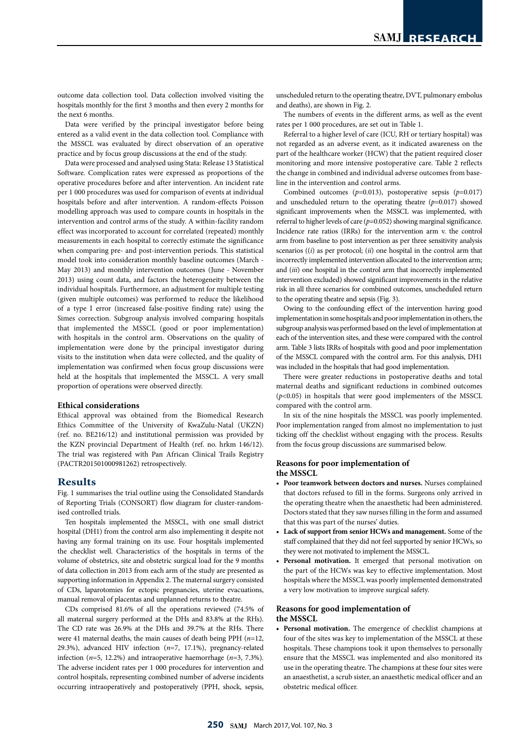outcome data collection tool. Data collection involved visiting the hospitals monthly for the first 3 months and then every 2 months for the next 6 months.

Data were verified by the principal investigator before being entered as a valid event in the data collection tool. Compliance with the MSSCL was evaluated by direct observation of an operative practice and by focus group discussions at the end of the study.

Data were processed and analysed using Stata: Release 13 Statistical Software. Complication rates were expressed as proportions of the operative procedures before and after intervention. An incident rate per 1 000 procedures was used for comparison of events at individual hospitals before and after intervention. A random-effects Poisson modelling approach was used to compare counts in hospitals in the intervention and control arms of the study. A within-facility random effect was incorporated to account for correlated (repeated) monthly measurements in each hospital to correctly estimate the significance when comparing pre- and post-intervention periods. This statistical model took into consideration monthly baseline outcomes (March - May 2013) and monthly intervention outcomes (June - November 2013) using count data, and factors the heterogeneity between the individual hospitals. Furthermore, an adjustment for multiple testing (given multiple outcomes) was performed to reduce the likelihood of a type I error (increased false-positive finding rate) using the Simes correction. Subgroup analysis involved comparing hospitals that implemented the MSSCL (good or poor implementation) with hospitals in the control arm. Observations on the quality of implementation were done by the principal investigator during visits to the institution when data were collected, and the quality of implementation was confirmed when focus group discussions were held at the hospitals that implemented the MSSCL. A very small proportion of operations were observed directly.

### Ethical considerations

Ethical approval was obtained from the Biomedical Research Ethics Committee of the University of KwaZulu-Natal (UKZN) (ref. no. BE216/12) and institutional permission was provided by the KZN provincial Department of Health (ref. no. hrkm 146/12). The trial was registered with Pan African Clinical Trails Registry (PACTR201501000981262) retrospectively.

## Results

Fig. 1 summarises the trial outline using the Consolidated Standards of Reporting Trials (CONSORT) flow diagram for cluster-randomised controlled trials.

Ten hospitals implemented the MSSCL, with one small district hospital (DH1) from the control arm also implementing it despite not having any formal training on its use. Four hospitals implemented the checklist well. Characteristics of the hospitals in terms of the volume of obstetrics, site and obstetric surgical load for the 9 months of data collection in 2013 from each arm of the study are presented as supporting information in Appendix 2. The maternal surgery consisted of CDs, laparotomies for ectopic pregnancies, uterine evacuations, manual removal of placentas and unplanned returns to theatre.

CDs comprised 81.6% of all the operations reviewed (74.5% of all maternal surgery performed at the DHs and 83.8% at the RHs). The CD rate was 26.9% at the DHs and 39.7% at the RHs. There were 41 maternal deaths, the main causes of death being PPH ($n$=12, 29.3%), advanced HIV infection ($n$=7, 17.1%), pregnancy-related infection ($n$=5, 12.2%) and intraoperative haemorrhage ($n$=3, 7.3%). The adverse incident rates per 1 000 procedures for intervention and control hospitals, representing combined number of adverse incidents occurring intraoperatively and postoperatively (PPH, shock, sepsis, unscheduled return to the operating theatre, DVT, pulmonary embolus and deaths), are shown in Fig. 2.

The numbers of events in the different arms, as well as the event rates per 1 000 procedures, are set out in Table 1.

Referral to a higher level of care (ICU, RH or tertiary hospital) was not regarded as an adverse event, as it indicated awareness on the part of the healthcare worker (HCW) that the patient required closer monitoring and more intensive postoperative care. Table 2 reflects the change in combined and individual adverse outcomes from baseline in the intervention and control arms.

Combined outcomes ($p$=0.013), postoperative sepsis ($p$=0.017) and unscheduled return to the operating theatre ($p$=0.017) showed significant improvements when the MSSCL was implemented, with referral to higher levels of care ($p$=0.052) showing marginal significance. Incidence rate ratios (IRRs) for the intervention arm v. the control arm from baseline to post intervention as per three sensitivity analysis scenarios ((*i*) as per protocol; (*ii*) one hospital in the control arm that incorrectly implemented intervention allocated to the intervention arm; and (*iii*) one hospital in the control arm that incorrectly implemented intervention excluded) showed significant improvements in the relative risk in all three scenarios for combined outcomes, unscheduled return to the operating theatre and sepsis (Fig. 3).

Owing to the confounding effect of the intervention having good implementation in some hospitals and poor implementation in others, the subgroup analysis was performed based on the level of implementation at each of the intervention sites, and these were compared with the control arm. Table 3 lists IRRs of hospitals with good and poor implementation of the MSSCL compared with the control arm. For this analysis, DH1 was included in the hospitals that had good implementation.

There were greater reductions in postoperative deaths and total maternal deaths and significant reductions in combined outcomes ($p$<0.05) in hospitals that were good implementers of the MSSCL compared with the control arm.

In six of the nine hospitals the MSSCL was poorly implemented. Poor implementation ranged from almost no implementation to just ticking off the checklist without engaging with the process. Results from the focus group discussions are summarised below.

### Reasons for poor implementation of the MSSCL

- **Poor teamwork between doctors and nurses.** Nurses complained that doctors refused to fill in the forms. Surgeons only arrived in the operating theatre when the anaesthetic had been administered. Doctors stated that they saw nurses filling in the form and assumed that this was part of the nurses' duties.
- **Lack of support from senior HCWs and management.** Some of the staff complained that they did not feel supported by senior HCWs, so they were not motivated to implement the MSSCL.
- **Personal motivation.** It emerged that personal motivation on the part of the HCWs was key to effective implementation. Most hospitals where the MSSCL was poorly implemented demonstrated a very low motivation to improve surgical safety.

### Reasons for good implementation of the MSSCL

- **Personal motivation.** The emergence of checklist champions at four of the sites was key to implementation of the MSSCL at these hospitals. These champions took it upon themselves to personally ensure that the MSSCL was implemented and also monitored its use in the operating theatre. The champions at these four sites were an anaesthetist, a scrub sister, an anaesthetic medical officer and an obstetric medical officer.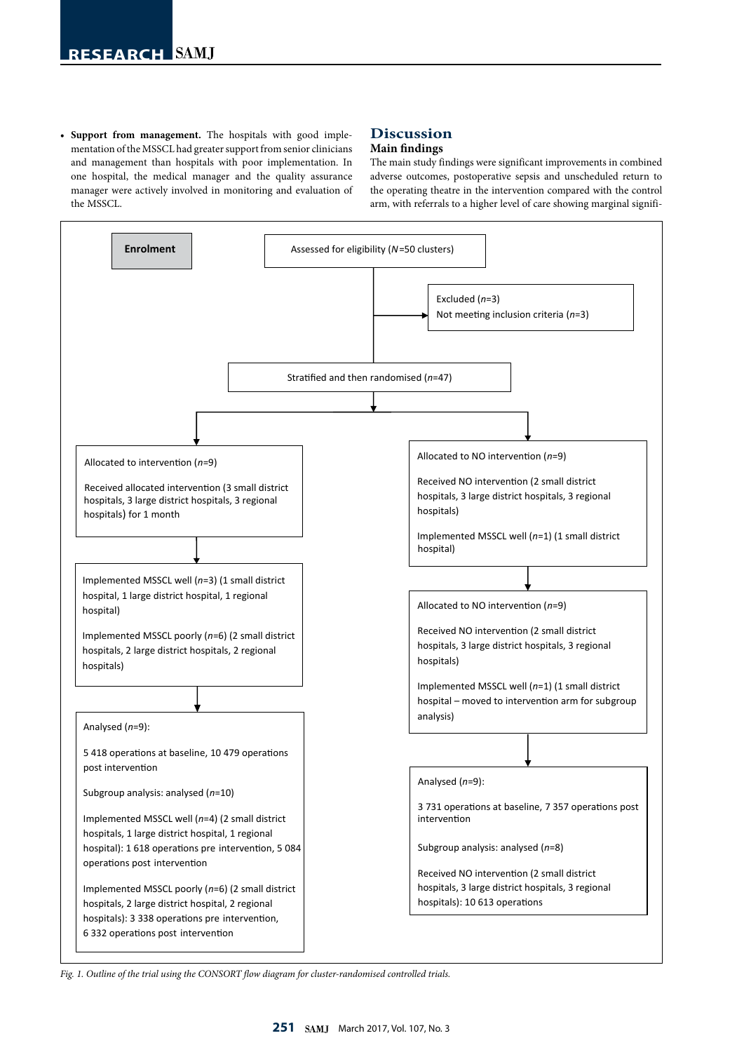- **Support from management.** The hospitals with good implementation of the MSSCL had greater support from senior clinicians and management than hospitals with poor implementation. In one hospital, the medical manager and the quality assurance manager were actively involved in monitoring and evaluation of the MSSCL.

## Discussion

### Main findings

The main study findings were significant improvements in combined adverse outcomes, postoperative sepsis and unscheduled return to the operating theatre in the intervention compared with the control arm, with referrals to a higher level of care showing marginal signifi-

**Enrolment**

Assessed for eligibility ($N$=50 clusters)

Excluded ($n$=3)
Not meeting inclusion criteria ($n$=3)

Stratified and then randomised ($n$=47)

**Intervention arm:**

Allocated to intervention ($n$=9)

Received allocated intervention (3 small district hospitals, 3 large district hospitals, 3 regional hospitals) for 1 month

Implemented MSSCL well ($n$=3) (1 small district hospital, 1 large district hospital, 1 regional hospital)

Implemented MSSCL poorly ($n$=6) (2 small district hospitals, 2 large district hospitals, 2 regional hospitals)

Analysed ($n$=9):

5 418 operations at baseline, 10 479 operations post intervention

Subgroup analysis: analysed ($n$=10)

Implemented MSSCL well ($n$=4) (2 small district hospitals, 1 large district hospital, 1 regional hospital): 1 618 operations pre intervention, 5 084 operations post intervention

Implemented MSSCL poorly ($n$=6) (2 small district hospitals, 2 large district hospital, 2 regional hospitals): 3 338 operations pre intervention, 6 332 operations post intervention

**Control arm:**

Allocated to NO intervention ($n$=9)

Received NO intervention (2 small district hospitals, 3 large district hospitals, 3 regional hospitals)

Implemented MSSCL well ($n$=1) (1 small district hospital)

Allocated to NO intervention ($n$=9)

Received NO intervention (2 small district hospitals, 3 large district hospitals, 3 regional hospitals)

Implemented MSSCL well ($n$=1) (1 small district hospital – moved to intervention arm for subgroup analysis)

Analysed ($n$=9):

3 731 operations at baseline, 7 357 operations post intervention

Subgroup analysis: analysed ($n$=8)

Received NO intervention (2 small district hospitals, 3 large district hospitals, 3 regional hospitals): 10 613 operations

*Fig. 1. Outline of the trial using the CONSORT flow diagram for cluster-randomised controlled trials.*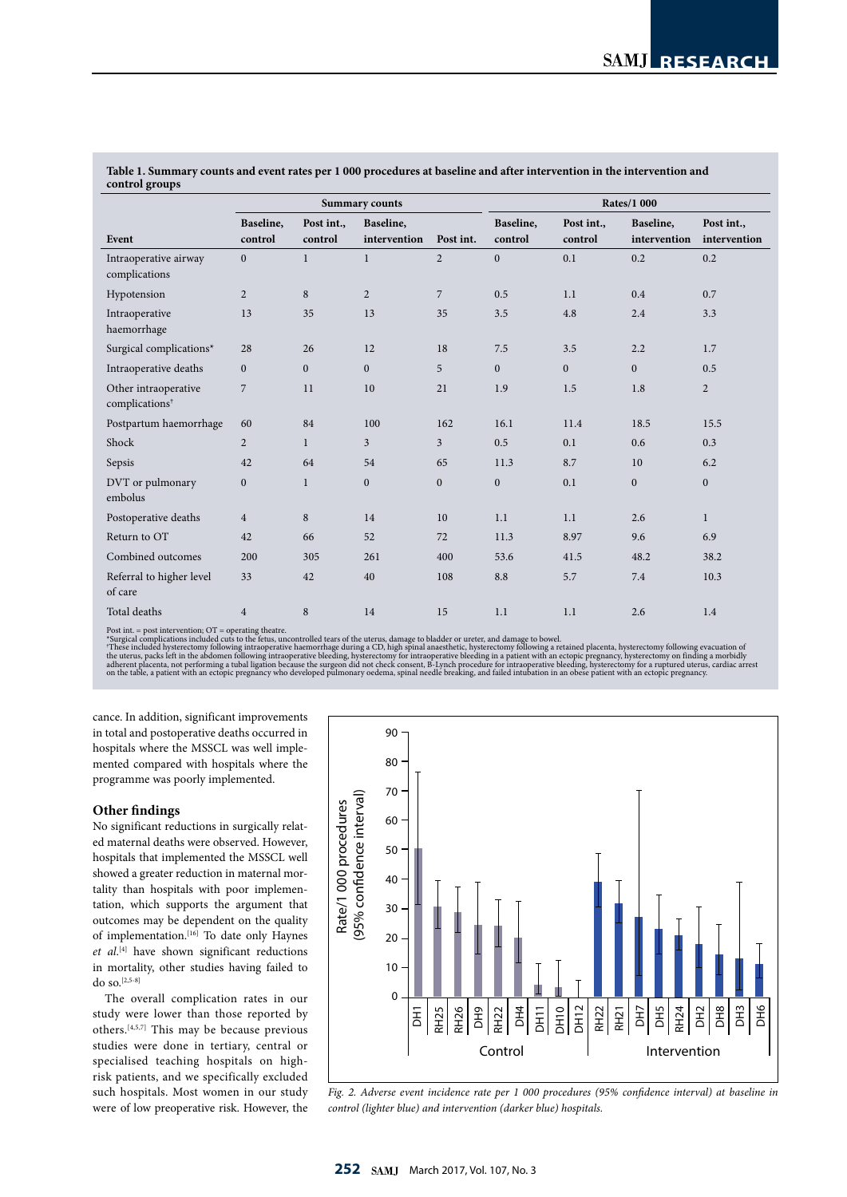**Table 1. Summary counts and event rates per 1 000 procedures at baseline and after intervention in the intervention and control groups**

| | Summary counts | | | | Rates/1 000 | | | |
|---|---|---|---|---|---|---|---|---|
| Event | Baseline, control | Post int., control | Baseline, intervention | Post int. | Baseline, control | Post int., control | Baseline, intervention | Post int., intervention |
| Intraoperative airway complications | 0 | 1 | 1 | 2 | 0 | 0.1 | 0.2 | 0.2 |
| Hypotension | 2 | 8 | 2 | 7 | 0.5 | 1.1 | 0.4 | 0.7 |
| Intraoperative haemorrhage | 13 | 35 | 13 | 35 | 3.5 | 4.8 | 2.4 | 3.3 |
| Surgical complications* | 28 | 26 | 12 | 18 | 7.5 | 3.5 | 2.2 | 1.7 |
| Intraoperative deaths | 0 | 0 | 0 | 5 | 0 | 0 | 0 | 0.5 |
| Other intraoperative complications† | 7 | 11 | 10 | 21 | 1.9 | 1.5 | 1.8 | 2 |
| Postpartum haemorrhage | 60 | 84 | 100 | 162 | 16.1 | 11.4 | 18.5 | 15.5 |
| Shock | 2 | 1 | 3 | 3 | 0.5 | 0.1 | 0.6 | 0.3 |
| Sepsis | 42 | 64 | 54 | 65 | 11.3 | 8.7 | 10 | 6.2 |
| DVT or pulmonary embolus | 0 | 1 | 0 | 0 | 0 | 0.1 | 0 | 0 |
| Postoperative deaths | 4 | 8 | 14 | 10 | 1.1 | 1.1 | 2.6 | 1 |
| Return to OT | 42 | 66 | 52 | 72 | 11.3 | 8.97 | 9.6 | 6.9 |
| Combined outcomes | 200 | 305 | 261 | 400 | 53.6 | 41.5 | 48.2 | 38.2 |
| Referral to higher level of care | 33 | 42 | 40 | 108 | 8.8 | 5.7 | 7.4 | 10.3 |
| Total deaths | 4 | 8 | 14 | 15 | 1.1 | 1.1 | 2.6 | 1.4 |

Post int. = post intervention; OT = operating theatre.
*Surgical complications included cuts to the fetus, uncontrolled tears of the uterus, damage to bladder or ureter, and damage to bowel.
†These included hysterectomy following intraoperative haemorrhage during a CD, high spinal anaesthetic, hysterectomy following a retained placenta, hysterectomy following evacuation of the uterus, packs left in the abdomen following intraoperative bleeding, hysterectomy for intraoperative bleeding in a patient with an ectopic pregnancy, hysterectomy on finding a morbidly adherent placenta, not performing a tubal ligation because the surgeon did not check consent, B-Lynch procedure for intraoperative bleeding, hysterectomy for a ruptured uterus, cardiac arrest on the table, a patient with an ectopic pregnancy who developed pulmonary oedema, spinal needle breaking, and failed intubation in an obese patient with an ectopic pregnancy.

cance. In addition, significant improvements in total and postoperative deaths occurred in hospitals where the MSSCL was well implemented compared with hospitals where the programme was poorly implemented.

### Other findings

No significant reductions in surgically related maternal deaths were observed. However, hospitals that implemented the MSSCL well showed a greater reduction in maternal mortality than hospitals with poor implementation, which supports the argument that outcomes may be dependent on the quality of implementation.[16] To date only Haynes *et al.*[4] have shown significant reductions in mortality, other studies having failed to do so.[2,5-8]

The overall complication rates in our study were lower than those reported by others.[4,5,7] This may be because previous studies were done in tertiary, central or specialised teaching hospitals on high-risk patients, and we specifically excluded such hospitals. Most women in our study were of low preoperative risk. However, the

*Fig. 2. Adverse event incidence rate per 1 000 procedures (95% confidence interval) at baseline in control (lighter blue) and intervention (darker blue) hospitals.*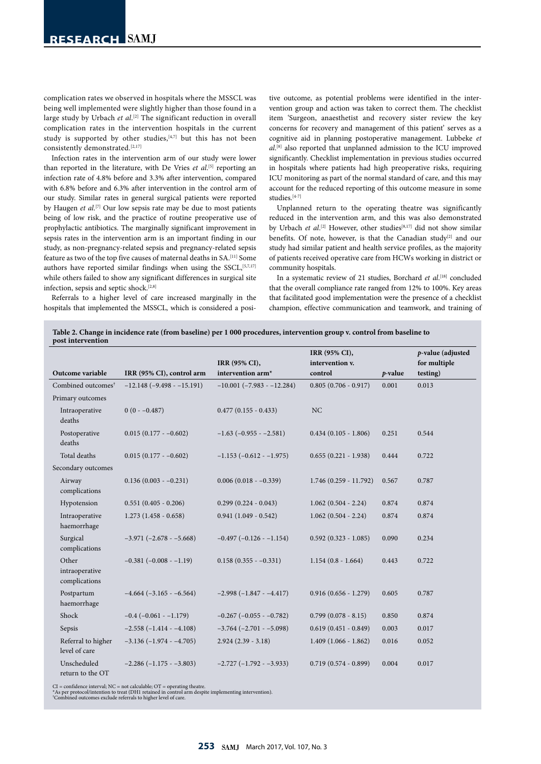complication rates we observed in hospitals where the MSSCL was being well implemented were slightly higher than those found in a large study by Urbach *et al*.[2] The significant reduction in overall complication rates in the intervention hospitals in the current study is supported by other studies,[4,7] but this has not been consistently demonstrated.[2,17]

Infection rates in the intervention arm of our study were lower than reported in the literature, with De Vries *et al*.[5] reporting an infection rate of 4.8% before and 3.3% after intervention, compared with 6.8% before and 6.3% after intervention in the control arm of our study. Similar rates in general surgical patients were reported by Haugen *et al*.[7] Our low sepsis rate may be due to most patients being of low risk, and the practice of routine preoperative use of prophylactic antibiotics. The marginally significant improvement in sepsis rates in the intervention arm is an important finding in our study, as non-pregnancy-related sepsis and pregnancy-related sepsis feature as two of the top five causes of maternal deaths in SA.[11] Some authors have reported similar findings when using the SSCL,[5,7,17] while others failed to show any significant differences in surgical site infection, sepsis and septic shock.[2,8]

Referrals to a higher level of care increased marginally in the hospitals that implemented the MSSCL, which is considered a positive outcome, as potential problems were identified in the intervention group and action was taken to correct them. The checklist item 'Surgeon, anaesthetist and recovery sister review the key concerns for recovery and management of this patient' serves as a cognitive aid in planning postoperative management. Lubbeke *et al*.[8] also reported that unplanned admission to the ICU improved significantly. Checklist implementation in previous studies occurred in hospitals where patients had high preoperative risks, requiring ICU monitoring as part of the normal standard of care, and this may account for the reduced reporting of this outcome measure in some studies.[4-7]

Unplanned return to the operating theatre was significantly reduced in the intervention arm, and this was also demonstrated by Urbach *et al*.[2] However, other studies[8,17] did not show similar benefits. Of note, however, is that the Canadian study[2] and our study had similar patient and health service profiles, as the majority of patients received operative care from HCWs working in district or community hospitals.

In a systematic review of 21 studies, Borchard *et al*.[18] concluded that the overall compliance rate ranged from 12% to 100%. Key areas that facilitated good implementation were the presence of a checklist champion, effective communication and teamwork, and training of

**Table 2. Change in incidence rate (from baseline) per 1 000 procedures, intervention group v. control from baseline to post intervention**

| Outcome variable | IRR (95% CI), control arm | IRR (95% CI), intervention arm* | IRR (95% CI), intervention v. control | *p*-value | *p*-value (adjusted for multiple testing) |
|---|---|---|---|---|---|
| Combined outcomes† | −12.148 (−9.498 - −15.191) | −10.001 (−7.983 - −12.284) | 0.805 (0.706 - 0.917) | 0.001 | 0.013 |
| Primary outcomes | | | | | |
| Intraoperative deaths | 0 (0 - −0.487) | 0.477 (0.155 - 0.433) | NC | | |
| Postoperative deaths | 0.015 (0.177 - −0.602) | −1.63 (−0.955 - −2.581) | 0.434 (0.105 - 1.806) | 0.251 | 0.544 |
| Total deaths | 0.015 (0.177 - −0.602) | −1.153 (−0.612 - −1.975) | 0.655 (0.221 - 1.938) | 0.444 | 0.722 |
| Secondary outcomes | | | | | |
| Airway complications | 0.136 (0.003 - −0.231) | 0.006 (0.018 - −0.339) | 1.746 (0.259 - 11.792) | 0.567 | 0.787 |
| Hypotension | 0.551 (0.405 - 0.206) | 0.299 (0.224 - 0.043) | 1.062 (0.504 - 2.24) | 0.874 | 0.874 |
| Intraoperative haemorrhage | 1.273 (1.458 - 0.658) | 0.941 (1.049 - 0.542) | 1.062 (0.504 - 2.24) | 0.874 | 0.874 |
| Surgical complications | −3.971 (−2.678 - −5.668) | −0.497 (−0.126 - −1.154) | 0.592 (0.323 - 1.085) | 0.090 | 0.234 |
| Other intraoperative complications | −0.381 (−0.008 - −1.19) | 0.158 (0.355 - −0.331) | 1.154 (0.8 - 1.664) | 0.443 | 0.722 |
| Postpartum haemorrhage | −4.664 (−3.165 - −6.564) | −2.998 (−1.847 - −4.417) | 0.916 (0.656 - 1.279) | 0.605 | 0.787 |
| Shock | −0.4 (−0.061 - −1.179) | −0.267 (−0.055 - −0.782) | 0.799 (0.078 - 8.15) | 0.850 | 0.874 |
| Sepsis | −2.558 (−1.414 - −4.108) | −3.764 (−2.701 - −5.098) | 0.619 (0.451 - 0.849) | 0.003 | 0.017 |
| Referral to higher level of care | −3.136 (−1.974 - −4.705) | 2.924 (2.39 - 3.18) | 1.409 (1.066 - 1.862) | 0.016 | 0.052 |
| Unscheduled return to the OT | −2.286 (−1.175 - −3.803) | −2.727 (−1.792 - −3.933) | 0.719 (0.574 - 0.899) | 0.004 | 0.017 |

CI = confidence interval; NC = not calculable; OT = operating theatre.
*As per protocol/intention to treat (DH1 retained in control arm despite implementing intervention).
†Combined outcomes exclude referrals to higher level of care.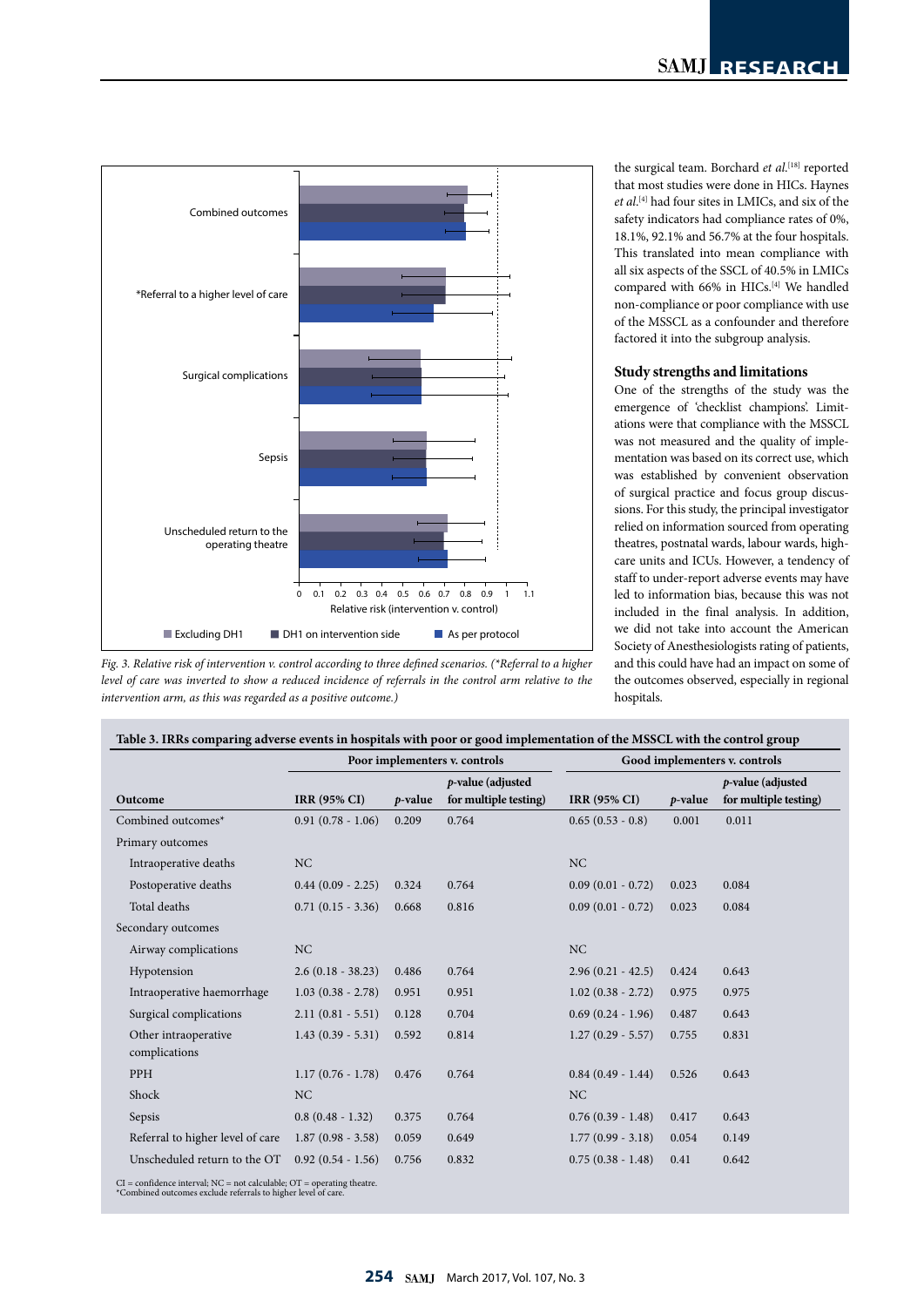Fig. 3. Relative risk of intervention v. control according to three defined scenarios. (*Referral to a higher level of care was inverted to show a reduced incidence of referrals in the control arm relative to the intervention arm, as this was regarded as a positive outcome.)

the surgical team. Borchard *et al.*[18] reported that most studies were done in HICs. Haynes *et al.*[4] had four sites in LMICs, and six of the safety indicators had compliance rates of 0%, 18.1%, 92.1% and 56.7% at the four hospitals. This translated into mean compliance with all six aspects of the SSCL of 40.5% in LMICs compared with 66% in HICs.[4] We handled non-compliance or poor compliance with use of the MSSCL as a confounder and therefore factored it into the subgroup analysis.

### Study strengths and limitations

One of the strengths of the study was the emergence of 'checklist champions'. Limitations were that compliance with the MSSCL was not measured and the quality of implementation was based on its correct use, which was established by convenient observation of surgical practice and focus group discussions. For this study, the principal investigator relied on information sourced from operating theatres, postnatal wards, labour wards, high-care units and ICUs. However, a tendency of staff to under-report adverse events may have led to information bias, because this was not included in the final analysis. In addition, we did not take into account the American Society of Anesthesiologists rating of patients, and this could have had an impact on some of the outcomes observed, especially in regional hospitals.

**Table 3. IRRs comparing adverse events in hospitals with poor or good implementation of the MSSCL with the control group**

| | Poor implementers v. controls | | | Good implementers v. controls | | |
|---|---|---|---|---|---|---|
| Outcome | IRR (95% CI) | *p*-value | *p*-value (adjusted for multiple testing) | IRR (95% CI) | *p*-value | *p*-value (adjusted for multiple testing) |
| Combined outcomes* | 0.91 (0.78 - 1.06) | 0.209 | 0.764 | 0.65 (0.53 - 0.8) | 0.001 | 0.011 |
| Primary outcomes | | | | | | |
| Intraoperative deaths | NC | | | NC | | |
| Postoperative deaths | 0.44 (0.09 - 2.25) | 0.324 | 0.764 | 0.09 (0.01 - 0.72) | 0.023 | 0.084 |
| Total deaths | 0.71 (0.15 - 3.36) | 0.668 | 0.816 | 0.09 (0.01 - 0.72) | 0.023 | 0.084 |
| Secondary outcomes | | | | | | |
| Airway complications | NC | | | NC | | |
| Hypotension | 2.6 (0.18 - 38.23) | 0.486 | 0.764 | 2.96 (0.21 - 42.5) | 0.424 | 0.643 |
| Intraoperative haemorrhage | 1.03 (0.38 - 2.78) | 0.951 | 0.951 | 1.02 (0.38 - 2.72) | 0.975 | 0.975 |
| Surgical complications | 2.11 (0.81 - 5.51) | 0.128 | 0.704 | 0.69 (0.24 - 1.96) | 0.487 | 0.643 |
| Other intraoperative complications | 1.43 (0.39 - 5.31) | 0.592 | 0.814 | 1.27 (0.29 - 5.57) | 0.755 | 0.831 |
| PPH | 1.17 (0.76 - 1.78) | 0.476 | 0.764 | 0.84 (0.49 - 1.44) | 0.526 | 0.643 |
| Shock | NC | | | NC | | |
| Sepsis | 0.8 (0.48 - 1.32) | 0.375 | 0.764 | 0.76 (0.39 - 1.48) | 0.417 | 0.643 |
| Referral to higher level of care | 1.87 (0.98 - 3.58) | 0.059 | 0.649 | 1.77 (0.99 - 3.18) | 0.054 | 0.149 |
| Unscheduled return to the OT | 0.92 (0.54 - 1.56) | 0.756 | 0.832 | 0.75 (0.38 - 1.48) | 0.41 | 0.642 |

CI = confidence interval; NC = not calculable; OT = operating theatre.
*Combined outcomes exclude referrals to higher level of care.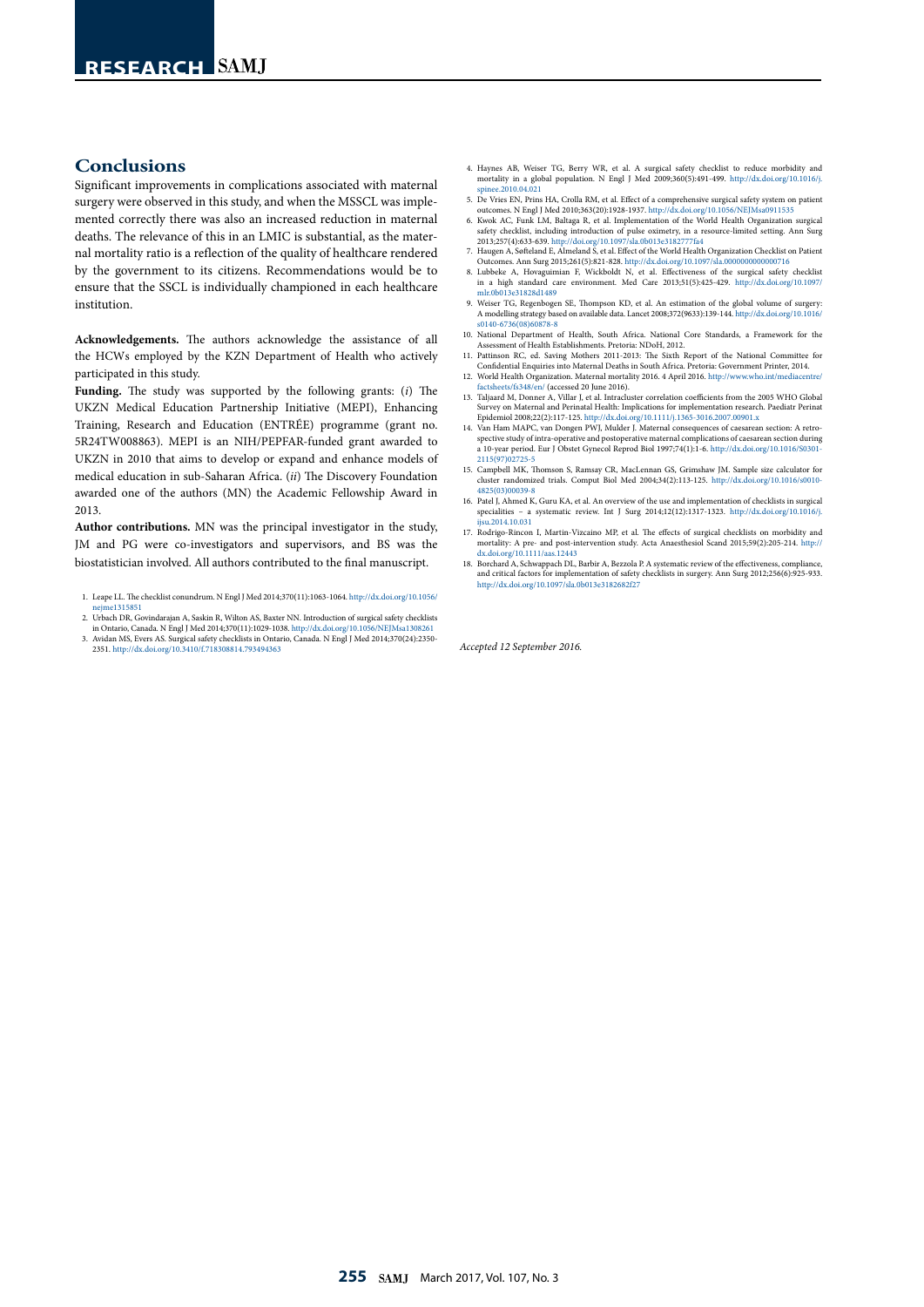## Conclusions

Significant improvements in complications associated with maternal surgery were observed in this study, and when the MSSCL was implemented correctly there was also an increased reduction in maternal deaths. The relevance of this in an LMIC is substantial, as the maternal mortality ratio is a reflection of the quality of healthcare rendered by the government to its citizens. Recommendations would be to ensure that the SSCL is individually championed in each healthcare institution.

**Acknowledgements.** The authors acknowledge the assistance of all the HCWs employed by the KZN Department of Health who actively participated in this study.

**Funding.** The study was supported by the following grants: (*i*) The UKZN Medical Education Partnership Initiative (MEPI), Enhancing Training, Research and Education (ENTRÉE) programme (grant no. 5R24TW008863). MEPI is an NIH/PEPFAR-funded grant awarded to UKZN in 2010 that aims to develop or expand and enhance models of medical education in sub-Saharan Africa. (*ii*) The Discovery Foundation awarded one of the authors (MN) the Academic Fellowship Award in 2013.

**Author contributions.** MN was the principal investigator in the study, JM and PG were co-investigators and supervisors, and BS was the biostatistician involved. All authors contributed to the final manuscript.

1. Leape LL. The checklist conundrum. N Engl J Med 2014;370(11):1063-1064. http://dx.doi.org/10.1056/nejme1315851
2. Urbach DR, Govindarajan A, Saskin R, Wilton AS, Baxter NN. Introduction of surgical safety checklists in Ontario, Canada. N Engl J Med 2014;370(11):1029-1038. http://dx.doi.org/10.1056/NEJMsa1308261
3. Avidan MS, Evers AS. Surgical safety checklists in Ontario, Canada. N Engl J Med 2014;370(24):2350-2351. http://dx.doi.org/10.3410/f.718308814.793494363
4. Haynes AB, Weiser TG, Berry WR, et al. A surgical safety checklist to reduce morbidity and mortality in a global population. N Engl J Med 2009;360(5):491-499. http://dx.doi.org/10.1016/j.spinee.2010.04.021
5. De Vries EN, Prins HA, Crolla RM, et al. Effect of a comprehensive surgical safety system on patient outcomes. N Engl J Med 2010;363(20):1928-1937. http://dx.doi.org/10.1056/NEJMsa0911535
6. Kwok AC, Funk LM, Baltaga R, et al. Implementation of the World Health Organization surgical safety checklist, including introduction of pulse oximetry, in a resource-limited setting. Ann Surg 2013;257(4):633-639. http://doi.org/10.1097/sla.0b013e3182777fa4
7. Haugen A, Søfteland E, Almeland S, et al. Effect of the World Health Organization Checklist on Patient Outcomes. Ann Surg 2015;261(5):821-828. http://dx.doi.org/10.1097/sla.0000000000000716
8. Lubbeke A, Hovaguimian F, Wickboldt N, et al. Effectiveness of the surgical safety checklist in a high standard care environment. Med Care 2013;51(5):425-429. http://dx.doi.org/10.1097/mlr.0b013e31828d1489
9. Weiser TG, Regenbogen SE, Thompson KD, et al. An estimation of the global volume of surgery: A modelling strategy based on available data. Lancet 2008;372(9633):139-144. http://dx.doi.org/10.1016/s0140-6736(08)60878-8
10. National Department of Health, South Africa. National Core Standards, a Framework for the Assessment of Health Establishments. Pretoria: NDoH, 2012.
11. Pattinson RC, ed. Saving Mothers 2011-2013: The Sixth Report of the National Committee for Confidential Enquiries into Maternal Deaths in South Africa. Pretoria: Government Printer, 2014.
12. World Health Organization. Maternal mortality 2016. 4 April 2016. http://www.who.int/mediacentre/factsheets/fs348/en/ (accessed 20 June 2016).
13. Taljaard M, Donner A, Villar J, et al. Intracluster correlation coefficients from the 2005 WHO Global Survey on Maternal and Perinatal Health: Implications for implementation research. Paediatr Perinat Epidemiol 2008;22(2):117-125. http://dx.doi.org/10.1111/j.1365-3016.2007.00901.x
14. Van Ham MAPC, van Dongen PWJ, Mulder J. Maternal consequences of caesarean section: A retrospective study of intra-operative and postoperative maternal complications of caesarean section during a 10-year period. Eur J Obstet Gynecol Reprod Biol 1997;74(1):1-6. http://dx.doi.org/10.1016/S0301-2115(97)02725-5
15. Campbell MK, Thomson S, Ramsay CR, MacLennan GS, Grimshaw JM. Sample size calculator for cluster randomized trials. Comput Biol Med 2004;34(2):113-125. http://dx.doi.org/10.1016/s0010-4825(03)00039-8
16. Patel J, Ahmed K, Guru KA, et al. An overview of the use and implementation of checklists in surgical specialities – a systematic review. Int J Surg 2014;12(12):1317-1323. http://dx.doi.org/10.1016/j.ijsu.2014.10.031
17. Rodrigo-Rincon I, Martin-Vizcaino MP, et al. The effects of surgical checklists on morbidity and mortality: A pre- and post-intervention study. Acta Anaesthesiol Scand 2015;59(2):205-214. http://dx.doi.org/10.1111/aas.12443
18. Borchard A, Schwappach DL, Barbir A, Bezzola P. A systematic review of the effectiveness, compliance, and critical factors for implementation of safety checklists in surgery. Ann Surg 2012;256(6):925-933. http://dx.doi.org/10.1097/sla.0b013e3182682f27

*Accepted 12 September 2016.*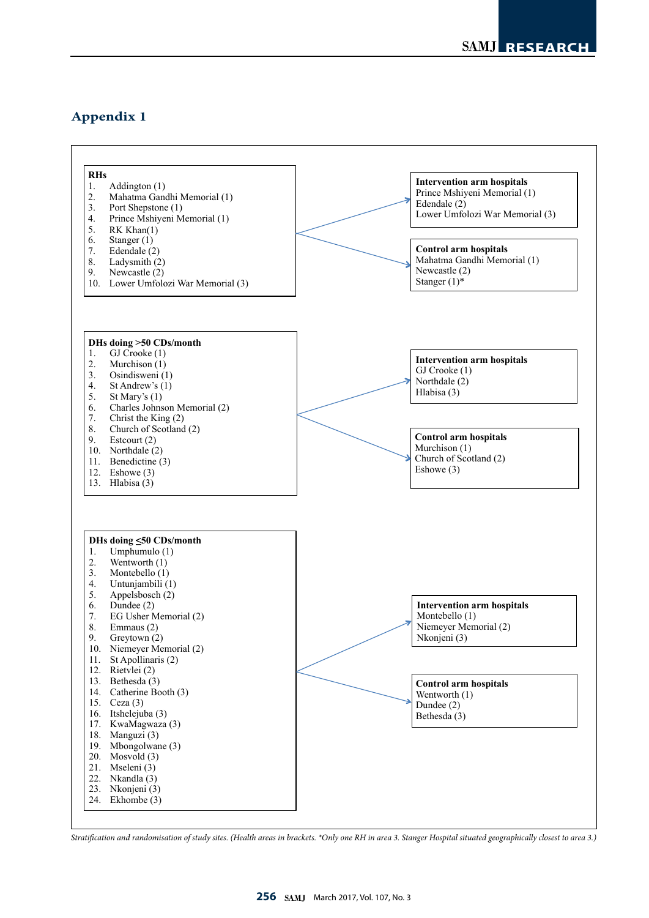## Appendix 1

**RHs**

1. Addington (1)
2. Mahatma Gandhi Memorial (1)
3. Port Shepstone (1)
4. Prince Mshiyeni Memorial (1)
5. RK Khan(1)
6. Stanger (1)
7. Edendale (2)
8. Ladysmith (2)
9. Newcastle (2)
10. Lower Umfolozi War Memorial (3)

**Intervention arm hospitals**
Prince Mshiyeni Memorial (1)
Edendale (2)
Lower Umfolozi War Memorial (3)

**Control arm hospitals**
Mahatma Gandhi Memorial (1)
Newcastle (2)
Stanger (1)*

**DHs doing >50 CDs/month**

1. GJ Crooke (1)
2. Murchison (1)
3. Osindisweni (1)
4. St Andrew's (1)
5. St Mary's (1)
6. Charles Johnson Memorial (2)
7. Christ the King (2)
8. Church of Scotland (2)
9. Estcourt (2)
10. Northdale (2)
11. Benedictine (3)
12. Eshowe (3)
13. Hlabisa (3)

**Intervention arm hospitals**
GJ Crooke (1)
Northdale (2)
Hlabisa (3)

**Control arm hospitals**
Murchison (1)
Church of Scotland (2)
Eshowe (3)

**DHs doing ≤50 CDs/month**

1. Umphumulo (1)
2. Wentworth (1)
3. Montebello (1)
4. Untunjambili (1)
5. Appelsbosch (2)
6. Dundee (2)
7. EG Usher Memorial (2)
8. Emmaus (2)
9. Greytown (2)
10. Niemeyer Memorial (2)
11. St Apollinaris (2)
12. Rietvlei (2)
13. Bethesda (3)
14. Catherine Booth (3)
15. Ceza (3)
16. Itshelejuba (3)
17. KwaMagwaza (3)
18. Manguzi (3)
19. Mbongolwane (3)
20. Mosvold (3)
21. Mseleni (3)
22. Nkandla (3)
23. Nkonjeni (3)
24. Ekhombe (3)

**Intervention arm hospitals**
Montebello (1)
Niemeyer Memorial (2)
Nkonjeni (3)

**Control arm hospitals**
Wentworth (1)
Dundee (2)
Bethesda (3)

*Stratification and randomisation of study sites. (Health areas in brackets. *Only one RH in area 3. Stanger Hospital situated geographically closest to area 3.)*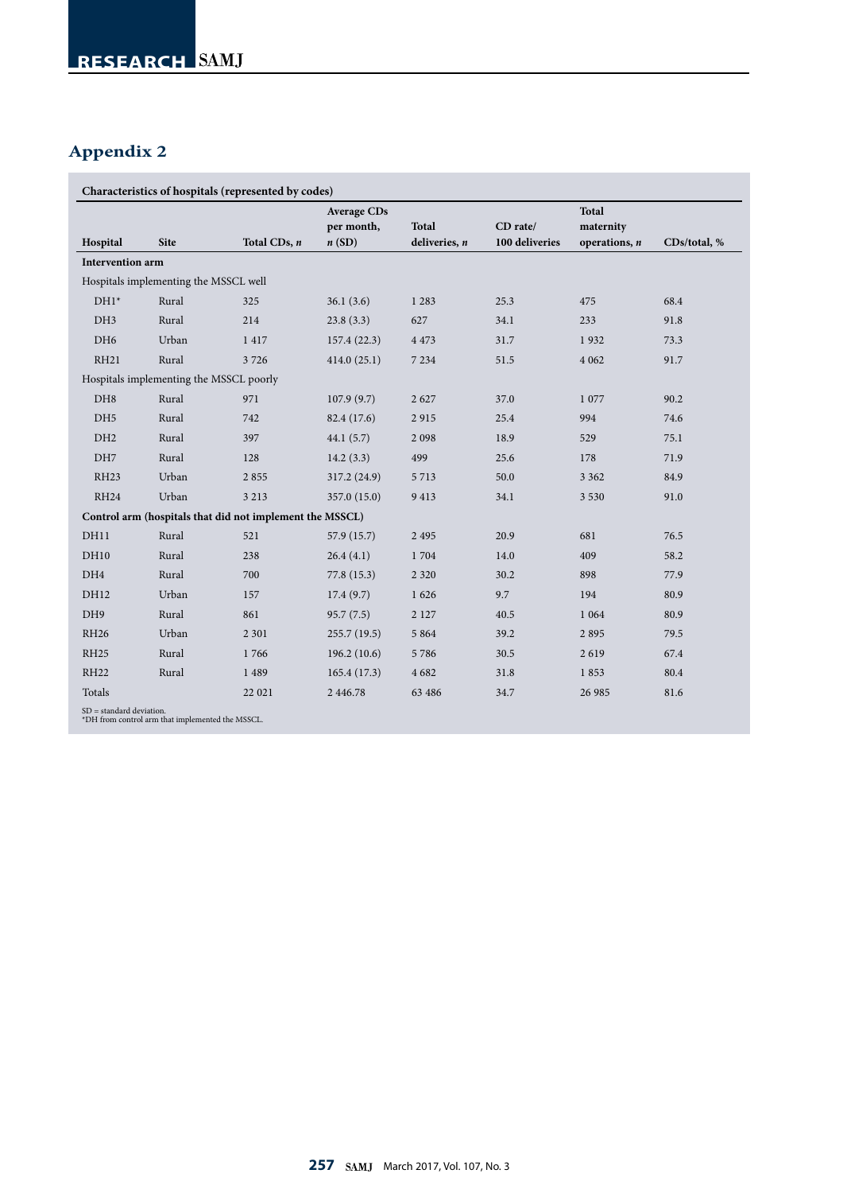## Appendix 2

**Characteristics of hospitals (represented by codes)**

| Hospital | Site | Total CDs, *n* | Average CDs per month, *n* (SD) | Total deliveries, *n* | CD rate/ 100 deliveries | Total maternity operations, *n* | CDs/total, % |
|---|---|---|---|---|---|---|---|
| **Intervention arm** | | | | | | | |
| Hospitals implementing the MSSCL well | | | | | | | |
| DH1* | Rural | 325 | 36.1 (3.6) | 1 283 | 25.3 | 475 | 68.4 |
| DH3 | Rural | 214 | 23.8 (3.3) | 627 | 34.1 | 233 | 91.8 |
| DH6 | Urban | 1 417 | 157.4 (22.3) | 4 473 | 31.7 | 1 932 | 73.3 |
| RH21 | Rural | 3 726 | 414.0 (25.1) | 7 234 | 51.5 | 4 062 | 91.7 |
| Hospitals implementing the MSSCL poorly | | | | | | | |
| DH8 | Rural | 971 | 107.9 (9.7) | 2 627 | 37.0 | 1 077 | 90.2 |
| DH5 | Rural | 742 | 82.4 (17.6) | 2 915 | 25.4 | 994 | 74.6 |
| DH2 | Rural | 397 | 44.1 (5.7) | 2 098 | 18.9 | 529 | 75.1 |
| DH7 | Rural | 128 | 14.2 (3.3) | 499 | 25.6 | 178 | 71.9 |
| RH23 | Urban | 2 855 | 317.2 (24.9) | 5 713 | 50.0 | 3 362 | 84.9 |
| RH24 | Urban | 3 213 | 357.0 (15.0) | 9 413 | 34.1 | 3 530 | 91.0 |
| **Control arm (hospitals that did not implement the MSSCL)** | | | | | | | |
| DH11 | Rural | 521 | 57.9 (15.7) | 2 495 | 20.9 | 681 | 76.5 |
| DH10 | Rural | 238 | 26.4 (4.1) | 1 704 | 14.0 | 409 | 58.2 |
| DH4 | Rural | 700 | 77.8 (15.3) | 2 320 | 30.2 | 898 | 77.9 |
| DH12 | Urban | 157 | 17.4 (9.7) | 1 626 | 9.7 | 194 | 80.9 |
| DH9 | Rural | 861 | 95.7 (7.5) | 2 127 | 40.5 | 1 064 | 80.9 |
| RH26 | Urban | 2 301 | 255.7 (19.5) | 5 864 | 39.2 | 2 895 | 79.5 |
| RH25 | Rural | 1 766 | 196.2 (10.6) | 5 786 | 30.5 | 2 619 | 67.4 |
| RH22 | Rural | 1 489 | 165.4 (17.3) | 4 682 | 31.8 | 1 853 | 80.4 |
| Totals | | 22 021 | 2 446.78 | 63 486 | 34.7 | 26 985 | 81.6 |

SD = standard deviation.
*DH from control arm that implemented the MSSCL.